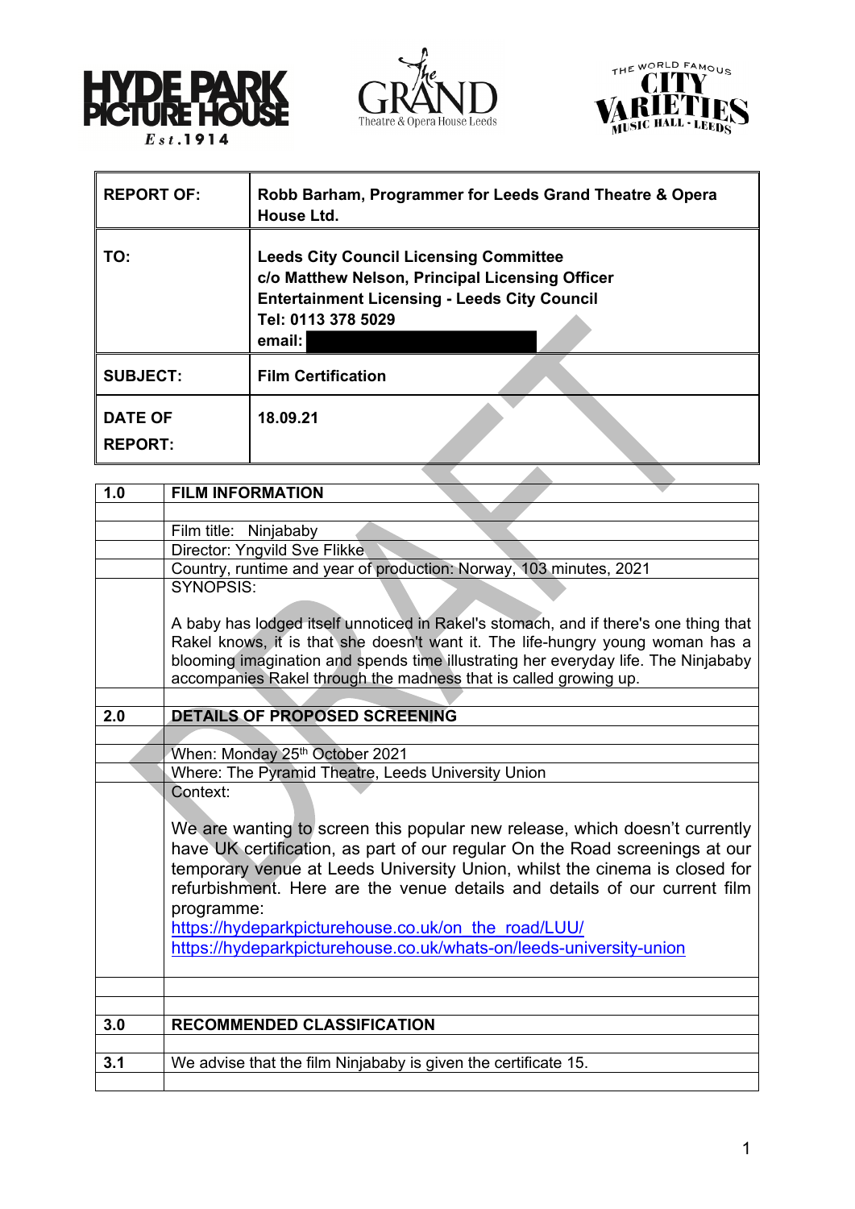HYDE PARK PICTURE HOUSE Est.1914

The GRAND Theatre & Opera House Leeds

THE WORLD FAMOUS CITY VARIETIES MUSIC HALL - LEEDS

| | |
|---|---|
| **REPORT OF:** | **Robb Barham, Programmer for Leeds Grand Theatre & Opera House Ltd.** |
| **TO:** | **Leeds City Council Licensing Committee**<br>**c/o Matthew Nelson, Principal Licensing Officer**<br>**Entertainment Licensing - Leeds City Council**<br>**Tel: 0113 378 5029**<br>**email:** |
| **SUBJECT:** | **Film Certification** |
| **DATE OF REPORT:** | **18.09.21** |

| | |
|---|---|
| **1.0** | **FILM INFORMATION** |
| | |
| | Film title: Ninjababy |
| | Director: Yngvild Sve Flikke |
| | Country, runtime and year of production: Norway, 103 minutes, 2021 |
| | SYNOPSIS:<br><br>A baby has lodged itself unnoticed in Rakel's stomach, and if there's one thing that Rakel knows, it is that she doesn't want it. The life-hungry young woman has a blooming imagination and spends time illustrating her everyday life. The Ninjababy accompanies Rakel through the madness that is called growing up. |
| | |
| **2.0** | **DETAILS OF PROPOSED SCREENING** |
| | |
| | When: Monday 25th October 2021 |
| | Where: The Pyramid Theatre, Leeds University Union |
| | Context:<br><br>We are wanting to screen this popular new release, which doesn't currently have UK certification, as part of our regular On the Road screenings at our temporary venue at Leeds University Union, whilst the cinema is closed for refurbishment. Here are the venue details and details of our current film programme:<br>https://hydeparkpicturehouse.co.uk/on_the_road/LUU/<br>https://hydeparkpicturehouse.co.uk/whats-on/leeds-university-union |
| | |
| | |
| **3.0** | **RECOMMENDED CLASSIFICATION** |
| | |
| **3.1** | We advise that the film Ninjababy is given the certificate 15. |
| | |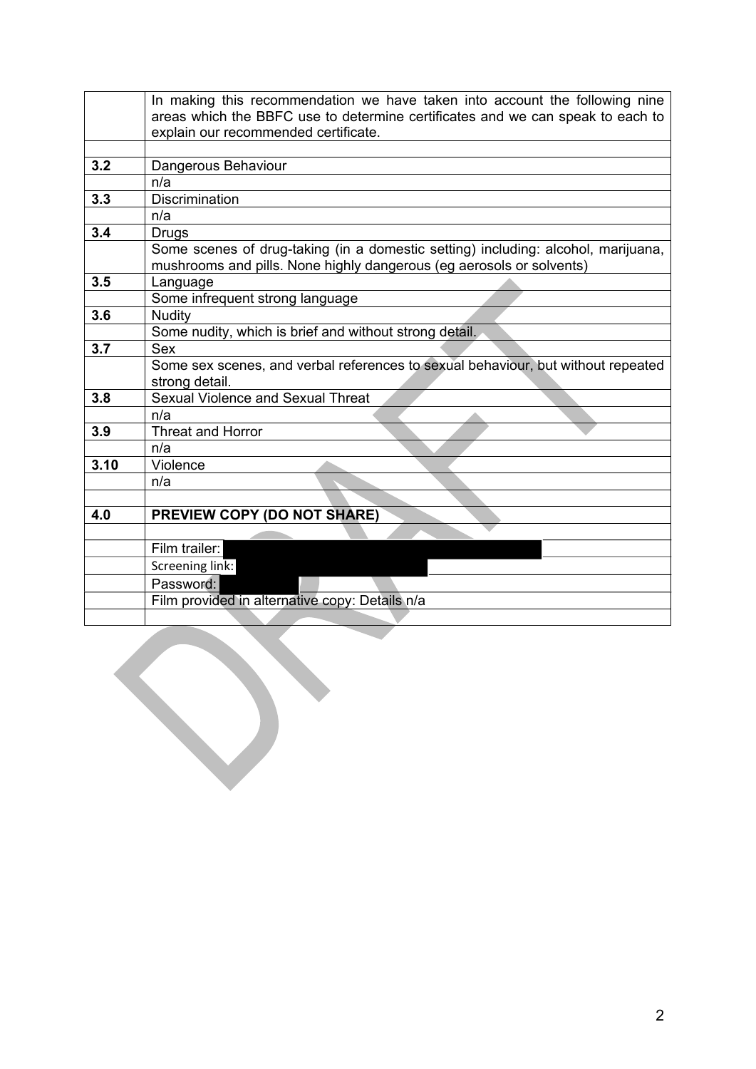| | |
|---|---|
| | In making this recommendation we have taken into account the following nine areas which the BBFC use to determine certificates and we can speak to each to explain our recommended certificate. |
| | |
| **3.2** | Dangerous Behaviour |
| | n/a |
| **3.3** | Discrimination |
| | n/a |
| **3.4** | Drugs |
| | Some scenes of drug-taking (in a domestic setting) including: alcohol, marijuana, mushrooms and pills. None highly dangerous (eg aerosols or solvents) |
| **3.5** | Language |
| | Some infrequent strong language |
| **3.6** | Nudity |
| | Some nudity, which is brief and without strong detail. |
| **3.7** | Sex |
| | Some sex scenes, and verbal references to sexual behaviour, but without repeated strong detail. |
| **3.8** | Sexual Violence and Sexual Threat |
| | n/a |
| **3.9** | Threat and Horror |
| | n/a |
| **3.10** | Violence |
| | n/a |
| | |
| **4.0** | **PREVIEW COPY (DO NOT SHARE)** |
| | |
| | Film trailer: [REDACTED] |
| | Screening link: [REDACTED] |
| | Password: [REDACTED] |
| | Film provided in alternative copy: Details n/a |
| | |

DRAFT